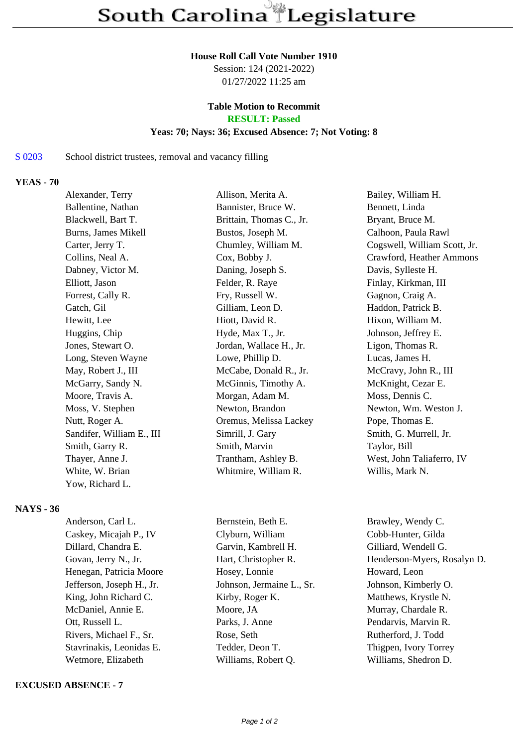# South Carolina Legislature

**House Roll Call Vote Number 1910**
Session: 124 (2021-2022)
01/27/2022 11:25 am

**Table Motion to Recommit**
**RESULT: Passed**
**Yeas: 70; Nays: 36; Excused Absence: 7; Not Voting: 8**

S 0203 School district trustees, removal and vacancy filling

## YEAS - 70

| | | |
|---|---|---|
| Alexander, Terry | Allison, Merita A. | Bailey, William H. |
| Ballentine, Nathan | Bannister, Bruce W. | Bennett, Linda |
| Blackwell, Bart T. | Brittain, Thomas C., Jr. | Bryant, Bruce M. |
| Burns, James Mikell | Bustos, Joseph M. | Calhoon, Paula Rawl |
| Carter, Jerry T. | Chumley, William M. | Cogswell, William Scott, Jr. |
| Collins, Neal A. | Cox, Bobby J. | Crawford, Heather Ammons |
| Dabney, Victor M. | Daning, Joseph S. | Davis, Sylleste H. |
| Elliott, Jason | Felder, R. Raye | Finlay, Kirkman, III |
| Forrest, Cally R. | Fry, Russell W. | Gagnon, Craig A. |
| Gatch, Gil | Gilliam, Leon D. | Haddon, Patrick B. |
| Hewitt, Lee | Hiott, David R. | Hixon, William M. |
| Huggins, Chip | Hyde, Max T., Jr. | Johnson, Jeffrey E. |
| Jones, Stewart O. | Jordan, Wallace H., Jr. | Ligon, Thomas R. |
| Long, Steven Wayne | Lowe, Phillip D. | Lucas, James H. |
| May, Robert J., III | McCabe, Donald R., Jr. | McCravy, John R., III |
| McGarry, Sandy N. | McGinnis, Timothy A. | McKnight, Cezar E. |
| Moore, Travis A. | Morgan, Adam M. | Moss, Dennis C. |
| Moss, V. Stephen | Newton, Brandon | Newton, Wm. Weston J. |
| Nutt, Roger A. | Oremus, Melissa Lackey | Pope, Thomas E. |
| Sandifer, William E., III | Simrill, J. Gary | Smith, G. Murrell, Jr. |
| Smith, Garry R. | Smith, Marvin | Taylor, Bill |
| Thayer, Anne J. | Trantham, Ashley B. | West, John Taliaferro, IV |
| White, W. Brian | Whitmire, William R. | Willis, Mark N. |
| Yow, Richard L. | | |

## NAYS - 36

| | | |
|---|---|---|
| Anderson, Carl L. | Bernstein, Beth E. | Brawley, Wendy C. |
| Caskey, Micajah P., IV | Clyburn, William | Cobb-Hunter, Gilda |
| Dillard, Chandra E. | Garvin, Kambrell H. | Gilliard, Wendell G. |
| Govan, Jerry N., Jr. | Hart, Christopher R. | Henderson-Myers, Rosalyn D. |
| Henegan, Patricia Moore | Hosey, Lonnie | Howard, Leon |
| Jefferson, Joseph H., Jr. | Johnson, Jermaine L., Sr. | Johnson, Kimberly O. |
| King, John Richard C. | Kirby, Roger K. | Matthews, Krystle N. |
| McDaniel, Annie E. | Moore, JA | Murray, Chardale R. |
| Ott, Russell L. | Parks, J. Anne | Pendarvis, Marvin R. |
| Rivers, Michael F., Sr. | Rose, Seth | Rutherford, J. Todd |
| Stavrinakis, Leonidas E. | Tedder, Deon T. | Thigpen, Ivory Torrey |
| Wetmore, Elizabeth | Williams, Robert Q. | Williams, Shedron D. |

## EXCUSED ABSENCE - 7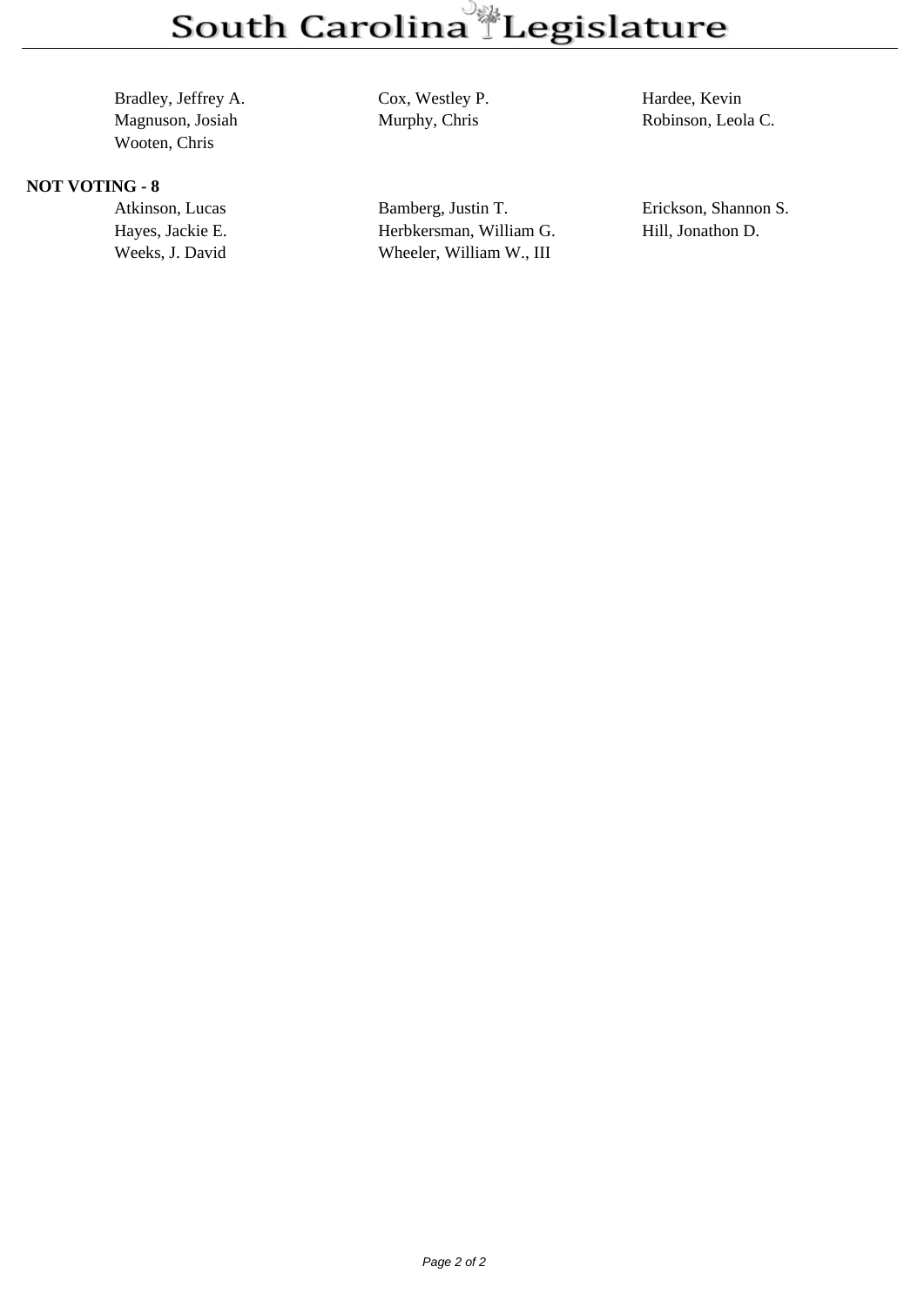| | | |
|---|---|---|
| Bradley, Jeffrey A. | Cox, Westley P. | Hardee, Kevin |
| Magnuson, Josiah | Murphy, Chris | Robinson, Leola C. |
| Wooten, Chris | | |

**NOT VOTING - 8**

| | | |
|---|---|---|
| Atkinson, Lucas | Bamberg, Justin T. | Erickson, Shannon S. |
| Hayes, Jackie E. | Herbkersman, William G. | Hill, Jonathon D. |
| Weeks, J. David | Wheeler, William W., III | |